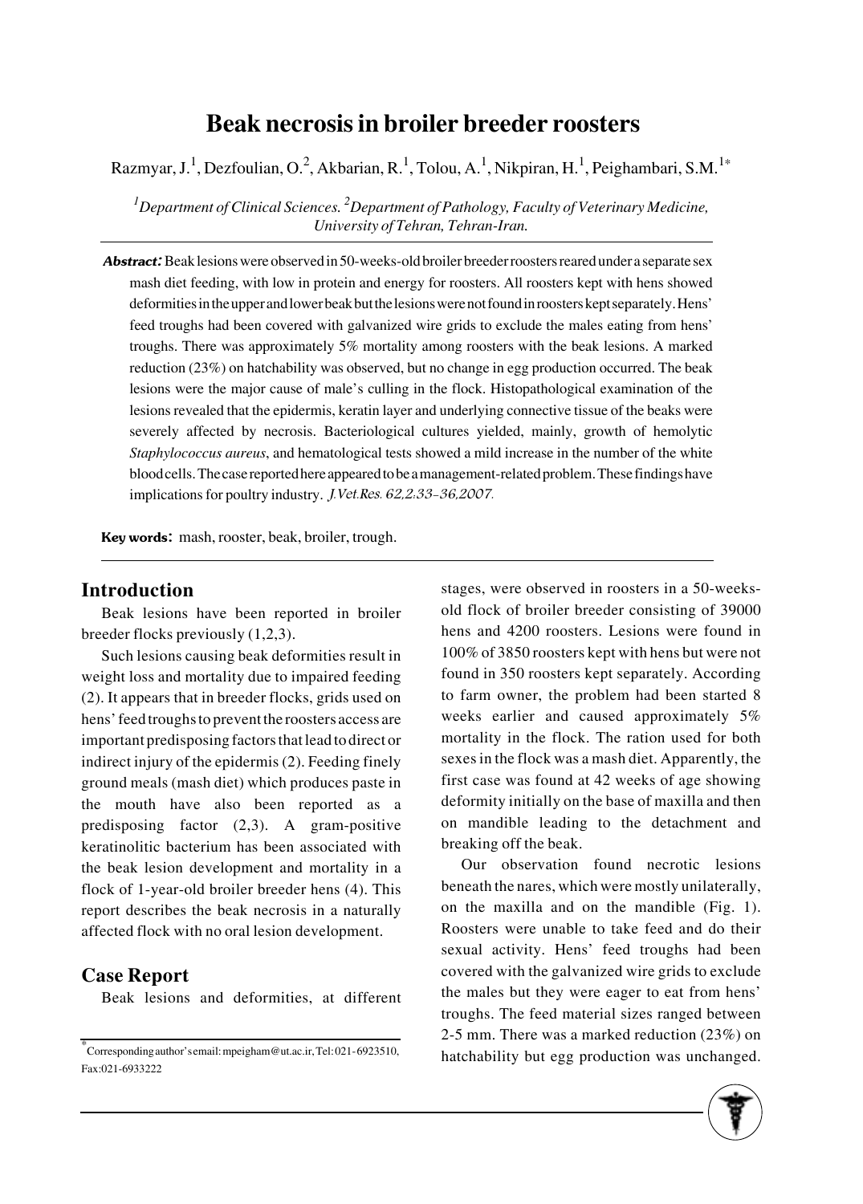# Beak necrosis in broiler breeder roosters

Razmyar, J.[1], Dezfoulian, O.[2], Akbarian, R.[1], Tolou, A.[1], Nikpiran, H.[1], Peighambari, S.M.[1*]

[1]*Department of Clinical Sciences.* [2]*Department of Pathology, Faculty of Veterinary Medicine, University of Tehran, Tehran-Iran.*

---

***Abstract:*** Beak lesions were observed in 50-weeks-old broiler breeder roosters reared under a separate sex mash diet feeding, with low in protein and energy for roosters. All roosters kept with hens showed deformities in the upper and lower beak but the lesions were not found in roosters kept separately. Hens' feed troughs had been covered with galvanized wire grids to exclude the males eating from hens' troughs. There was approximately 5% mortality among roosters with the beak lesions. A marked reduction (23%) on hatchability was observed, but no change in egg production occurred. The beak lesions were the major cause of male's culling in the flock. Histopathological examination of the lesions revealed that the epidermis, keratin layer and underlying connective tissue of the beaks were severely affected by necrosis. Bacteriological cultures yielded, mainly, growth of hemolytic *Staphylococcus aureus*, and hematological tests showed a mild increase in the number of the white blood cells. The case reported here appeared to be a management-related problem. These findings have implications for poultry industry. *J.Vet.Res. 62,2:33-36,2007.*

**Key words:** mash, rooster, beak, broiler, trough.

---

## Introduction

Beak lesions have been reported in broiler breeder flocks previously (1,2,3).

Such lesions causing beak deformities result in weight loss and mortality due to impaired feeding (2). It appears that in breeder flocks, grids used on hens' feed troughs to prevent the roosters access are important predisposing factors that lead to direct or indirect injury of the epidermis (2). Feeding finely ground meals (mash diet) which produces paste in the mouth have also been reported as a predisposing factor (2,3). A gram-positive keratinolitic bacterium has been associated with the beak lesion development and mortality in a flock of 1-year-old broiler breeder hens (4). This report describes the beak necrosis in a naturally affected flock with no oral lesion development.

## Case Report

Beak lesions and deformities, at different stages, were observed in roosters in a 50-weeks-old flock of broiler breeder consisting of 39000 hens and 4200 roosters. Lesions were found in 100% of 3850 roosters kept with hens but were not found in 350 roosters kept separately. According to farm owner, the problem had been started 8 weeks earlier and caused approximately 5% mortality in the flock. The ration used for both sexes in the flock was a mash diet. Apparently, the first case was found at 42 weeks of age showing deformity initially on the base of maxilla and then on mandible leading to the detachment and breaking off the beak.

Our observation found necrotic lesions beneath the nares, which were mostly unilaterally, on the maxilla and on the mandible (Fig. 1). Roosters were unable to take feed and do their sexual activity. Hens' feed troughs had been covered with the galvanized wire grids to exclude the males but they were eager to eat from hens' troughs. The feed material sizes ranged between 2-5 mm. There was a marked reduction (23%) on hatchability but egg production was unchanged.

---

*Corresponding author's email: mpeigham@ut.ac.ir, Tel: 021-6923510, Fax: 021-6933222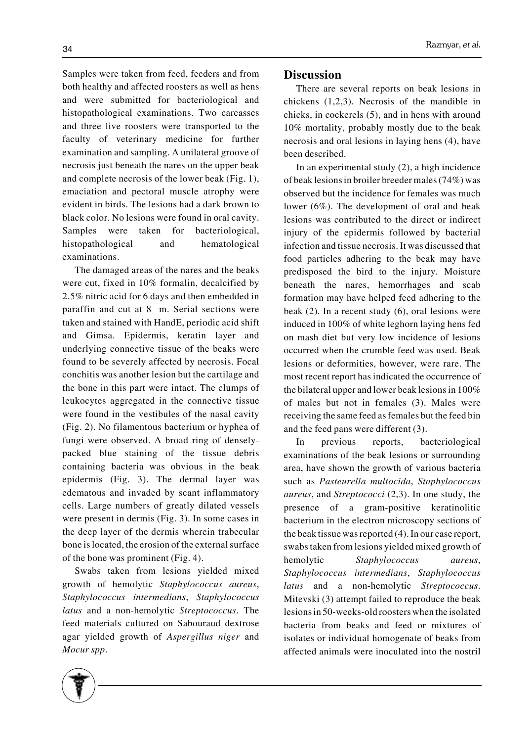Samples were taken from feed, feeders and from both healthy and affected roosters as well as hens and were submitted for bacteriological and histopathological examinations. Two carcasses and three live roosters were transported to the faculty of veterinary medicine for further examination and sampling. A unilateral groove of necrosis just beneath the nares on the upper beak and complete necrosis of the lower beak (Fig. 1), emaciation and pectoral muscle atrophy were evident in birds. The lesions had a dark brown to black color. No lesions were found in oral cavity. Samples were taken for bacteriological, histopathological and hematological examinations.

The damaged areas of the nares and the beaks were cut, fixed in 10% formalin, decalcified by 2.5% nitric acid for 6 days and then embedded in paraffin and cut at 8 m. Serial sections were taken and stained with HandE, periodic acid shift and Gimsa. Epidermis, keratin layer and underlying connective tissue of the beaks were found to be severely affected by necrosis. Focal conchitis was another lesion but the cartilage and the bone in this part were intact. The clumps of leukocytes aggregated in the connective tissue were found in the vestibules of the nasal cavity (Fig. 2). No filamentous bacterium or hyphea of fungi were observed. A broad ring of densely-packed blue staining of the tissue debris containing bacteria was obvious in the beak epidermis (Fig. 3). The dermal layer was edematous and invaded by scant inflammatory cells. Large numbers of greatly dilated vessels were present in dermis (Fig. 3). In some cases in the deep layer of the dermis wherein trabecular bone is located, the erosion of the external surface of the bone was prominent (Fig. 4).

Swabs taken from lesions yielded mixed growth of hemolytic *Staphylococcus aureus*, *Staphylococcus intermedians*, *Staphylococcus latus* and a non-hemolytic *Streptococcus*. The feed materials cultured on Sabouraud dextrose agar yielded growth of *Aspergillus niger* and *Mocur spp*.

## Discussion

There are several reports on beak lesions in chickens (1,2,3). Necrosis of the mandible in chicks, in cockerels (5), and in hens with around 10% mortality, probably mostly due to the beak necrosis and oral lesions in laying hens (4), have been described.

In an experimental study (2), a high incidence of beak lesions in broiler breeder males (74%) was observed but the incidence for females was much lower (6%). The development of oral and beak lesions was contributed to the direct or indirect injury of the epidermis followed by bacterial infection and tissue necrosis. It was discussed that food particles adhering to the beak may have predisposed the bird to the injury. Moisture beneath the nares, hemorrhages and scab formation may have helped feed adhering to the beak (2). In a recent study (6), oral lesions were induced in 100% of white leghorn laying hens fed on mash diet but very low incidence of lesions occurred when the crumble feed was used. Beak lesions or deformities, however, were rare. The most recent report has indicated the occurrence of the bilateral upper and lower beak lesions in 100% of males but not in females (3). Males were receiving the same feed as females but the feed bin and the feed pans were different (3).

In previous reports, bacteriological examinations of the beak lesions or surrounding area, have shown the growth of various bacteria such as *Pasteurella multocida*, *Staphylococcus aureus*, and *Streptococci* (2,3). In one study, the presence of a gram-positive keratinolitic bacterium in the electron microscopy sections of the beak tissue was reported (4). In our case report, swabs taken from lesions yielded mixed growth of hemolytic *Staphylococcus aureus*, *Staphylococcus intermedians*, *Staphylococcus latus* and a non-hemolytic *Streptococcus*. Mitevski (3) attempt failed to reproduce the beak lesions in 50-weeks-old roosters when the isolated bacteria from beaks and feed or mixtures of isolates or individual homogenate of beaks from affected animals were inoculated into the nostril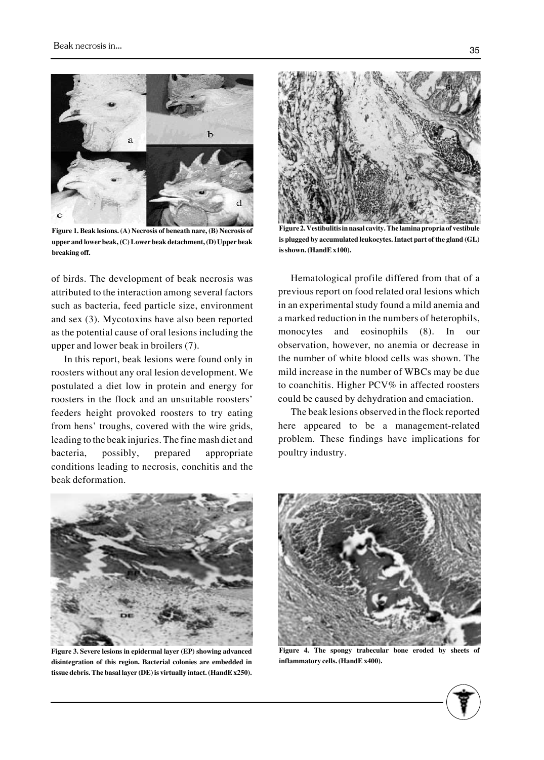Figure 1. Beak lesions. (A) Necrosis of beneath nare, (B) Necrosis of upper and lower beak, (C) Lower beak detachment, (D) Upper beak breaking off.

Figure 2. Vestibulitis in nasal cavity. The lamina propria of vestibule is plugged by accumulated leukocytes. Intact part of the gland (GL) is shown. (HandE x100).

of birds. The development of beak necrosis was attributed to the interaction among several factors such as bacteria, feed particle size, environment and sex (3). Mycotoxins have also been reported as the potential cause of oral lesions including the upper and lower beak in broilers (7).

In this report, beak lesions were found only in roosters without any oral lesion development. We postulated a diet low in protein and energy for roosters in the flock and an unsuitable roosters' feeders height provoked roosters to try eating from hens' troughs, covered with the wire grids, leading to the beak injuries. The fine mash diet and bacteria, possibly, prepared appropriate conditions leading to necrosis, conchitis and the beak deformation.

Hematological profile differed from that of a previous report on food related oral lesions which in an experimental study found a mild anemia and a marked reduction in the numbers of heterophils, monocytes and eosinophils (8). In our observation, however, no anemia or decrease in the number of white blood cells was shown. The mild increase in the number of WBCs may be due to coanchitis. Higher PCV% in affected roosters could be caused by dehydration and emaciation.

The beak lesions observed in the flock reported here appeared to be a management-related problem. These findings have implications for poultry industry.

Figure 3. Severe lesions in epidermal layer (EP) showing advanced disintegration of this region. Bacterial colonies are embedded in tissue debris. The basal layer (DE) is virtually intact. (HandE x250).

Figure 4. The spongy trabecular bone eroded by sheets of inflammatory cells. (HandE x400).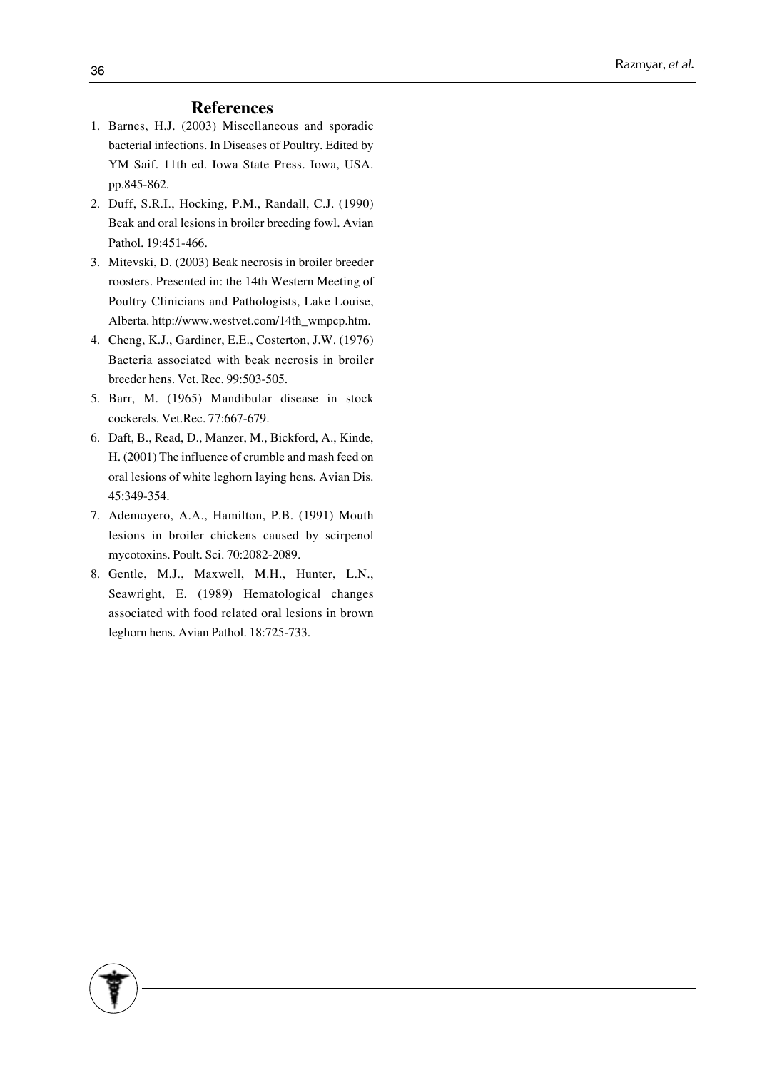## References

1. Barnes, H.J. (2003) Miscellaneous and sporadic bacterial infections. In Diseases of Poultry. Edited by YM Saif. 11th ed. Iowa State Press. Iowa, USA. pp.845-862.
2. Duff, S.R.I., Hocking, P.M., Randall, C.J. (1990) Beak and oral lesions in broiler breeding fowl. Avian Pathol. 19:451-466.
3. Mitevski, D. (2003) Beak necrosis in broiler breeder roosters. Presented in: the 14th Western Meeting of Poultry Clinicians and Pathologists, Lake Louise, Alberta. http://www.westvet.com/14th_wmpcp.htm.
4. Cheng, K.J., Gardiner, E.E., Costerton, J.W. (1976) Bacteria associated with beak necrosis in broiler breeder hens. Vet. Rec. 99:503-505.
5. Barr, M. (1965) Mandibular disease in stock cockerels. Vet.Rec. 77:667-679.
6. Daft, B., Read, D., Manzer, M., Bickford, A., Kinde, H. (2001) The influence of crumble and mash feed on oral lesions of white leghorn laying hens. Avian Dis. 45:349-354.
7. Ademoyero, A.A., Hamilton, P.B. (1991) Mouth lesions in broiler chickens caused by scirpenol mycotoxins. Poult. Sci. 70:2082-2089.
8. Gentle, M.J., Maxwell, M.H., Hunter, L.N., Seawright, E. (1989) Hematological changes associated with food related oral lesions in brown leghorn hens. Avian Pathol. 18:725-733.